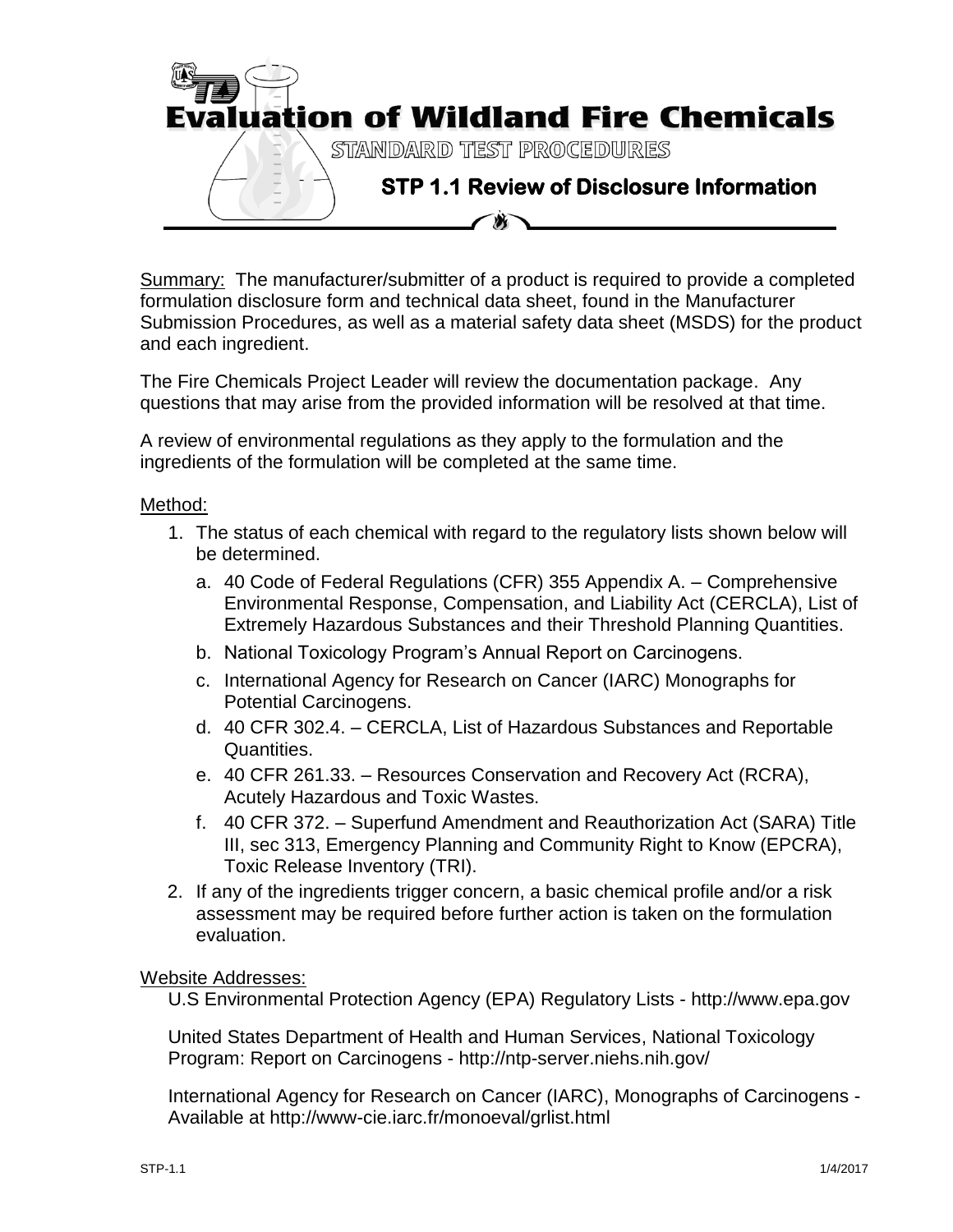# Evaluation of Wildland Fire Chemicals

## STANDARD TEST PROCEDURES

### STP 1.1 Review of Disclosure Information

Summary: The manufacturer/submitter of a product is required to provide a completed formulation disclosure form and technical data sheet, found in the Manufacturer Submission Procedures, as well as a material safety data sheet (MSDS) for the product and each ingredient.

The Fire Chemicals Project Leader will review the documentation package. Any questions that may arise from the provided information will be resolved at that time.

A review of environmental regulations as they apply to the formulation and the ingredients of the formulation will be completed at the same time.

Method:

1. The status of each chemical with regard to the regulatory lists shown below will be determined.
   a. 40 Code of Federal Regulations (CFR) 355 Appendix A. – Comprehensive Environmental Response, Compensation, and Liability Act (CERCLA), List of Extremely Hazardous Substances and their Threshold Planning Quantities.
   b. National Toxicology Program's Annual Report on Carcinogens.
   c. International Agency for Research on Cancer (IARC) Monographs for Potential Carcinogens.
   d. 40 CFR 302.4. – CERCLA, List of Hazardous Substances and Reportable Quantities.
   e. 40 CFR 261.33. – Resources Conservation and Recovery Act (RCRA), Acutely Hazardous and Toxic Wastes.
   f. 40 CFR 372. – Superfund Amendment and Reauthorization Act (SARA) Title III, sec 313, Emergency Planning and Community Right to Know (EPCRA), Toxic Release Inventory (TRI).
2. If any of the ingredients trigger concern, a basic chemical profile and/or a risk assessment may be required before further action is taken on the formulation evaluation.

Website Addresses:

U.S Environmental Protection Agency (EPA) Regulatory Lists - http://www.epa.gov

United States Department of Health and Human Services, National Toxicology Program: Report on Carcinogens - http://ntp-server.niehs.nih.gov/

International Agency for Research on Cancer (IARC), Monographs of Carcinogens - Available at http://www-cie.iarc.fr/monoeval/grlist.html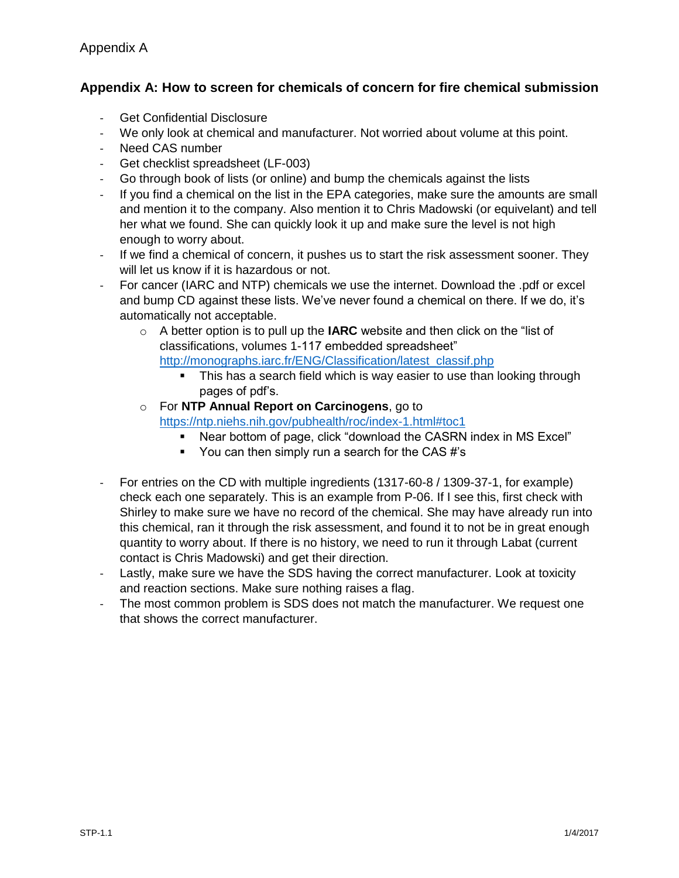## Appendix A: How to screen for chemicals of concern for fire chemical submission

- Get Confidential Disclosure
- We only look at chemical and manufacturer. Not worried about volume at this point.
- Need CAS number
- Get checklist spreadsheet (LF-003)
- Go through book of lists (or online) and bump the chemicals against the lists
- If you find a chemical on the list in the EPA categories, make sure the amounts are small and mention it to the company. Also mention it to Chris Madowski (or equivelant) and tell her what we found. She can quickly look it up and make sure the level is not high enough to worry about.
- If we find a chemical of concern, it pushes us to start the risk assessment sooner. They will let us know if it is hazardous or not.
- For cancer (IARC and NTP) chemicals we use the internet. Download the .pdf or excel and bump CD against these lists. We've never found a chemical on there. If we do, it's automatically not acceptable.
  - A better option is to pull up the **IARC** website and then click on the "list of classifications, volumes 1-117 embedded spreadsheet" [http://monographs.iarc.fr/ENG/Classification/latest_classif.php](http://monographs.iarc.fr/ENG/Classification/latest_classif.php)
    - This has a search field which is way easier to use than looking through pages of pdf's.
  - For **NTP Annual Report on Carcinogens**, go to [https://ntp.niehs.nih.gov/pubhealth/roc/index-1.html#toc1](https://ntp.niehs.nih.gov/pubhealth/roc/index-1.html#toc1)
    - Near bottom of page, click "download the CASRN index in MS Excel"
    - You can then simply run a search for the CAS #'s
- For entries on the CD with multiple ingredients (1317-60-8 / 1309-37-1, for example) check each one separately. This is an example from P-06. If I see this, first check with Shirley to make sure we have no record of the chemical. She may have already run into this chemical, ran it through the risk assessment, and found it to not be in great enough quantity to worry about. If there is no history, we need to run it through Labat (current contact is Chris Madowski) and get their direction.
- Lastly, make sure we have the SDS having the correct manufacturer. Look at toxicity and reaction sections. Make sure nothing raises a flag.
- The most common problem is SDS does not match the manufacturer. We request one that shows the correct manufacturer.